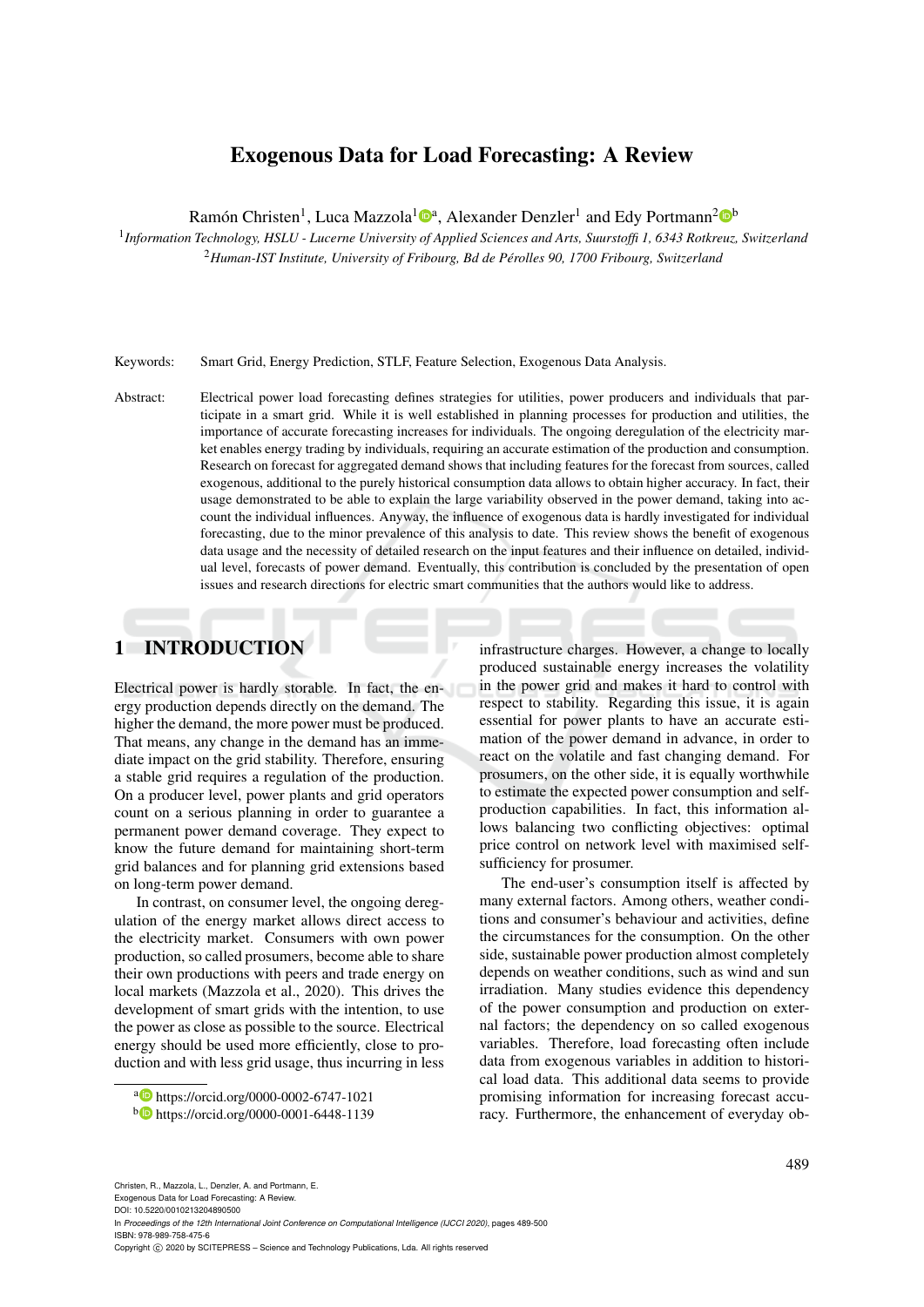# Exogenous Data for Load Forecasting: A Review

Ramón Christen[1], Luca Mazzola[1][a], Alexander Denzler[1] and Edy Portmann[2][b]

[1]*Information Technology, HSLU - Lucerne University of Applied Sciences and Arts, Suurstoffi 1, 6343 Rotkreuz, Switzerland*
[2]*Human-IST Institute, University of Fribourg, Bd de Pérolles 90, 1700 Fribourg, Switzerland*

Keywords: Smart Grid, Energy Prediction, STLF, Feature Selection, Exogenous Data Analysis.

Abstract: Electrical power load forecasting defines strategies for utilities, power producers and individuals that participate in a smart grid. While it is well established in planning processes for production and utilities, the importance of accurate forecasting increases for individuals. The ongoing deregulation of the electricity market enables energy trading by individuals, requiring an accurate estimation of the production and consumption. Research on forecast for aggregated demand shows that including features for the forecast from sources, called exogenous, additional to the purely historical consumption data allows to obtain higher accuracy. In fact, their usage demonstrated to be able to explain the large variability observed in the power demand, taking into account the individual influences. Anyway, the influence of exogenous data is hardly investigated for individual forecasting, due to the minor prevalence of this analysis to date. This review shows the benefit of exogenous data usage and the necessity of detailed research on the input features and their influence on detailed, individual level, forecasts of power demand. Eventually, this contribution is concluded by the presentation of open issues and research directions for electric smart communities that the authors would like to address.

## 1 INTRODUCTION

Electrical power is hardly storable. In fact, the energy production depends directly on the demand. The higher the demand, the more power must be produced. That means, any change in the demand has an immediate impact on the grid stability. Therefore, ensuring a stable grid requires a regulation of the production. On a producer level, power plants and grid operators count on a serious planning in order to guarantee a permanent power demand coverage. They expect to know the future demand for maintaining short-term grid balances and for planning grid extensions based on long-term power demand.

In contrast, on consumer level, the ongoing deregulation of the energy market allows direct access to the electricity market. Consumers with own power production, so called prosumers, become able to share their own productions with peers and trade energy on local markets (Mazzola et al., 2020). This drives the development of smart grids with the intention, to use the power as close as possible to the source. Electrical energy should be used more efficiently, close to production and with less grid usage, thus incurring in less infrastructure charges. However, a change to locally produced sustainable energy increases the volatility in the power grid and makes it hard to control with respect to stability. Regarding this issue, it is again essential for power plants to have an accurate estimation of the power demand in advance, in order to react on the volatile and fast changing demand. For prosumers, on the other side, it is equally worthwhile to estimate the expected power consumption and self-production capabilities. In fact, this information allows balancing two conflicting objectives: optimal price control on network level with maximised self-sufficiency for prosumer.

The end-user's consumption itself is affected by many external factors. Among others, weather conditions and consumer's behaviour and activities, define the circumstances for the consumption. On the other side, sustainable power production almost completely depends on weather conditions, such as wind and sun irradiation. Many studies evidence this dependency of the power consumption and production on external factors; the dependency on so called exogenous variables. Therefore, load forecasting often include data from exogenous variables in addition to historical load data. This additional data seems to provide promising information for increasing forecast accuracy. Furthermore, the enhancement of everyday ob-

[a] https://orcid.org/0000-0002-6747-1021
[b] https://orcid.org/0000-0001-6448-1139

Christen, R., Mazzola, L., Denzler, A. and Portmann, E.
Exogenous Data for Load Forecasting: A Review.
DOI: 10.5220/0010213204890500
In *Proceedings of the 12th International Joint Conference on Computational Intelligence (IJCCI 2020)*, pages 489-500
ISBN: 978-989-758-475-6
Copyright © 2020 by SCITEPRESS – Science and Technology Publications, Lda. All rights reserved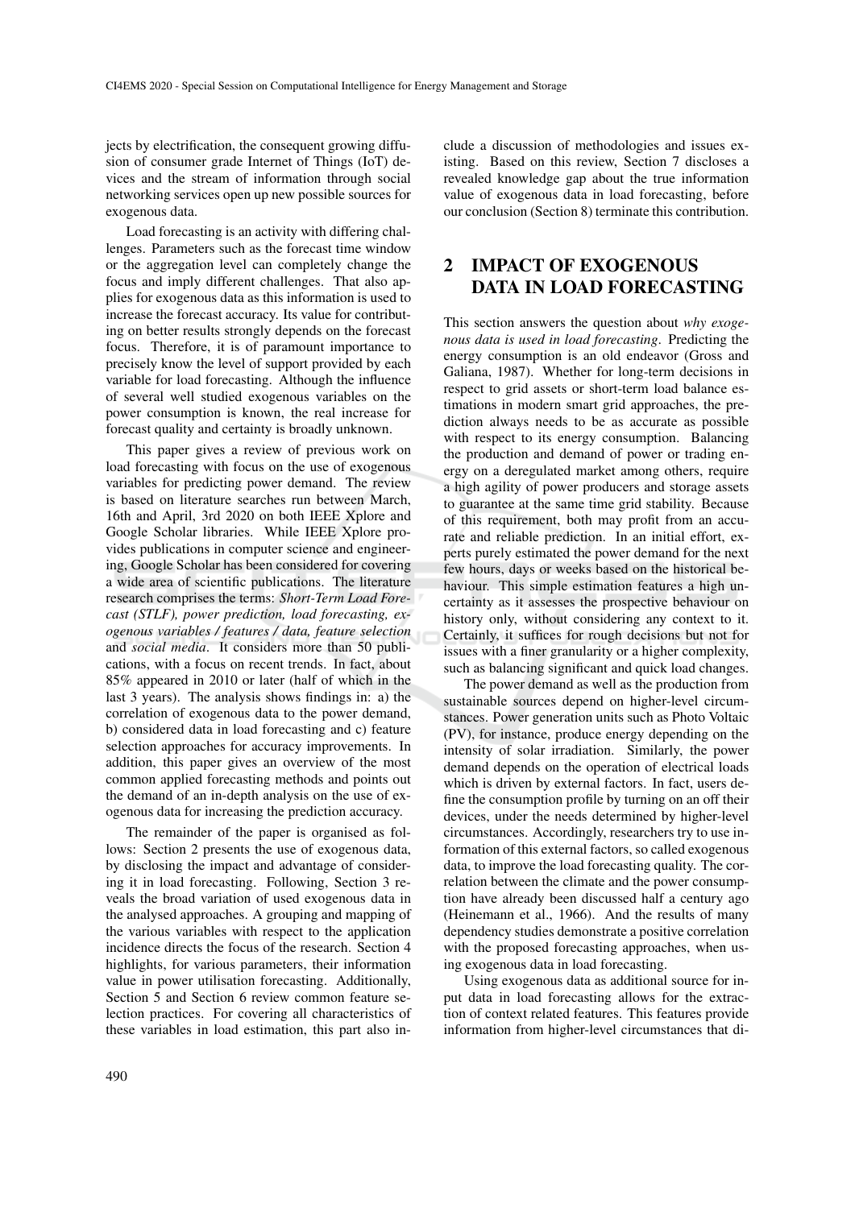jects by electrification, the consequent growing diffusion of consumer grade Internet of Things (IoT) devices and the stream of information through social networking services open up new possible sources for exogenous data.

Load forecasting is an activity with differing challenges. Parameters such as the forecast time window or the aggregation level can completely change the focus and imply different challenges. That also applies for exogenous data as this information is used to increase the forecast accuracy. Its value for contributing on better results strongly depends on the forecast focus. Therefore, it is of paramount importance to precisely know the level of support provided by each variable for load forecasting. Although the influence of several well studied exogenous variables on the power consumption is known, the real increase for forecast quality and certainty is broadly unknown.

This paper gives a review of previous work on load forecasting with focus on the use of exogenous variables for predicting power demand. The review is based on literature searches run between March, 16th and April, 3rd 2020 on both IEEE Xplore and Google Scholar libraries. While IEEE Xplore provides publications in computer science and engineering, Google Scholar has been considered for covering a wide area of scientific publications. The literature research comprises the terms: *Short-Term Load Forecast (STLF), power prediction, load forecasting, exogenous variables / features / data, feature selection* and *social media*. It considers more than 50 publications, with a focus on recent trends. In fact, about 85% appeared in 2010 or later (half of which in the last 3 years). The analysis shows findings in: a) the correlation of exogenous data to the power demand, b) considered data in load forecasting and c) feature selection approaches for accuracy improvements. In addition, this paper gives an overview of the most common applied forecasting methods and points out the demand of an in-depth analysis on the use of exogenous data for increasing the prediction accuracy.

The remainder of the paper is organised as follows: Section 2 presents the use of exogenous data, by disclosing the impact and advantage of considering it in load forecasting. Following, Section 3 reveals the broad variation of used exogenous data in the analysed approaches. A grouping and mapping of the various variables with respect to the application incidence directs the focus of the research. Section 4 highlights, for various parameters, their information value in power utilisation forecasting. Additionally, Section 5 and Section 6 review common feature selection practices. For covering all characteristics of these variables in load estimation, this part also include a discussion of methodologies and issues existing. Based on this review, Section 7 discloses a revealed knowledge gap about the true information value of exogenous data in load forecasting, before our conclusion (Section 8) terminate this contribution.

## 2 IMPACT OF EXOGENOUS DATA IN LOAD FORECASTING

This section answers the question about *why exogenous data is used in load forecasting*. Predicting the energy consumption is an old endeavor (Gross and Galiana, 1987). Whether for long-term decisions in respect to grid assets or short-term load balance estimations in modern smart grid approaches, the prediction always needs to be as accurate as possible with respect to its energy consumption. Balancing the production and demand of power or trading energy on a deregulated market among others, require a high agility of power producers and storage assets to guarantee at the same time grid stability. Because of this requirement, both may profit from an accurate and reliable prediction. In an initial effort, experts purely estimated the power demand for the next few hours, days or weeks based on the historical behaviour. This simple estimation features a high uncertainty as it assesses the prospective behaviour on history only, without considering any context to it. Certainly, it suffices for rough decisions but not for issues with a finer granularity or a higher complexity, such as balancing significant and quick load changes.

The power demand as well as the production from sustainable sources depend on higher-level circumstances. Power generation units such as Photo Voltaic (PV), for instance, produce energy depending on the intensity of solar irradiation. Similarly, the power demand depends on the operation of electrical loads which is driven by external factors. In fact, users define the consumption profile by turning on an off their devices, under the needs determined by higher-level circumstances. Accordingly, researchers try to use information of this external factors, so called exogenous data, to improve the load forecasting quality. The correlation between the climate and the power consumption have already been discussed half a century ago (Heinemann et al., 1966). And the results of many dependency studies demonstrate a positive correlation with the proposed forecasting approaches, when using exogenous data in load forecasting.

Using exogenous data as additional source for input data in load forecasting allows for the extraction of context related features. This features provide information from higher-level circumstances that di-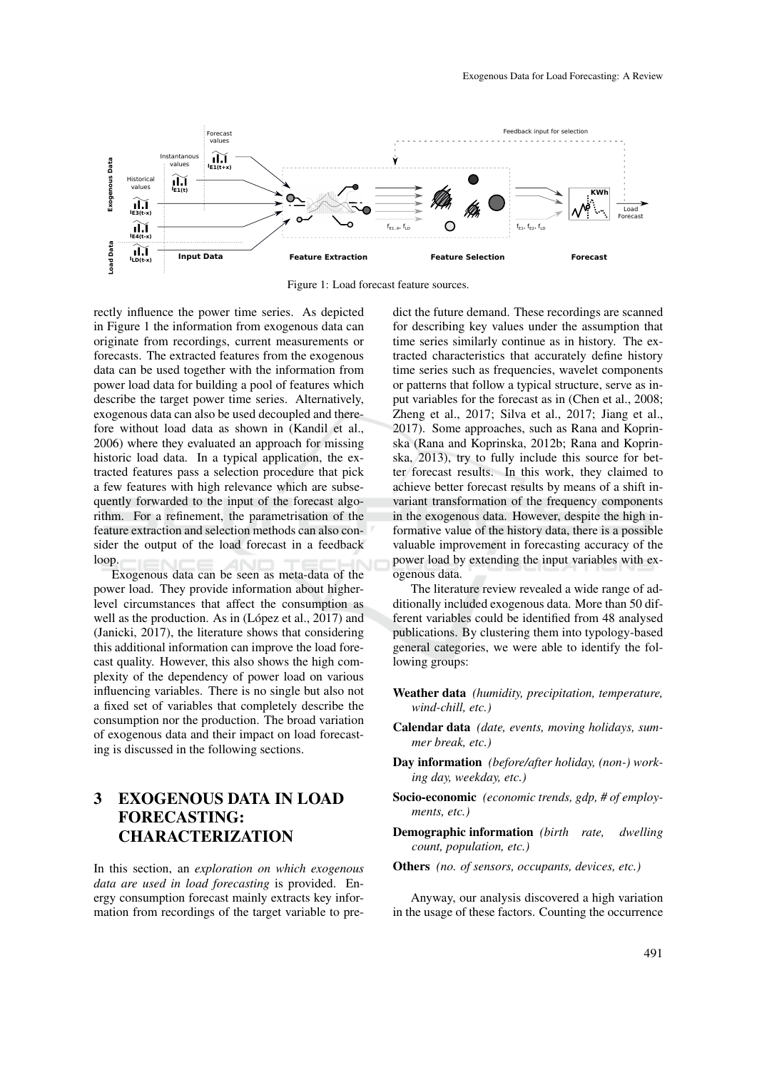Figure 1: Load forecast feature sources.

rectly influence the power time series. As depicted in Figure 1 the information from exogenous data can originate from recordings, current measurements or forecasts. The extracted features from the exogenous data can be used together with the information from power load data for building a pool of features which describe the target power time series. Alternatively, exogenous data can also be used decoupled and therefore without load data as shown in (Kandil et al., 2006) where they evaluated an approach for missing historic load data. In a typical application, the extracted features pass a selection procedure that pick a few features with high relevance which are subsequently forwarded to the input of the forecast algorithm. For a refinement, the parametrisation of the feature extraction and selection methods can also consider the output of the load forecast in a feedback loop.

Exogenous data can be seen as meta-data of the power load. They provide information about higher-level circumstances that affect the consumption as well as the production. As in (López et al., 2017) and (Janicki, 2017), the literature shows that considering this additional information can improve the load forecast quality. However, this also shows the high complexity of the dependency of power load on various influencing variables. There is no single but also not a fixed set of variables that completely describe the consumption nor the production. The broad variation of exogenous data and their impact on load forecasting is discussed in the following sections.

# 3 EXOGENOUS DATA IN LOAD FORECASTING: CHARACTERIZATION

In this section, an *exploration on which exogenous data are used in load forecasting* is provided. Energy consumption forecast mainly extracts key information from recordings of the target variable to predict the future demand. These recordings are scanned for describing key values under the assumption that time series similarly continue as in history. The extracted characteristics that accurately define history time series such as frequencies, wavelet components or patterns that follow a typical structure, serve as input variables for the forecast as in (Chen et al., 2008; Zheng et al., 2017; Silva et al., 2017; Jiang et al., 2017). Some approaches, such as Rana and Koprinska (Rana and Koprinska, 2012b; Rana and Koprinska, 2013), try to fully include this source for better forecast results. In this work, they claimed to achieve better forecast results by means of a shift invariant transformation of the frequency components in the exogenous data. However, despite the high informative value of the history data, there is a possible valuable improvement in forecasting accuracy of the power load by extending the input variables with exogenous data.

The literature review revealed a wide range of additionally included exogenous data. More than 50 different variables could be identified from 48 analysed publications. By clustering them into typology-based general categories, we were able to identify the following groups:

- **Weather data** *(humidity, precipitation, temperature, wind-chill, etc.)*
- **Calendar data** *(date, events, moving holidays, summer break, etc.)*
- **Day information** *(before/after holiday, (non-) working day, weekday, etc.)*
- **Socio-economic** *(economic trends, gdp, # of employments, etc.)*
- **Demographic information** *(birth rate, dwelling count, population, etc.)*
- **Others** *(no. of sensors, occupants, devices, etc.)*

Anyway, our analysis discovered a high variation in the usage of these factors. Counting the occurrence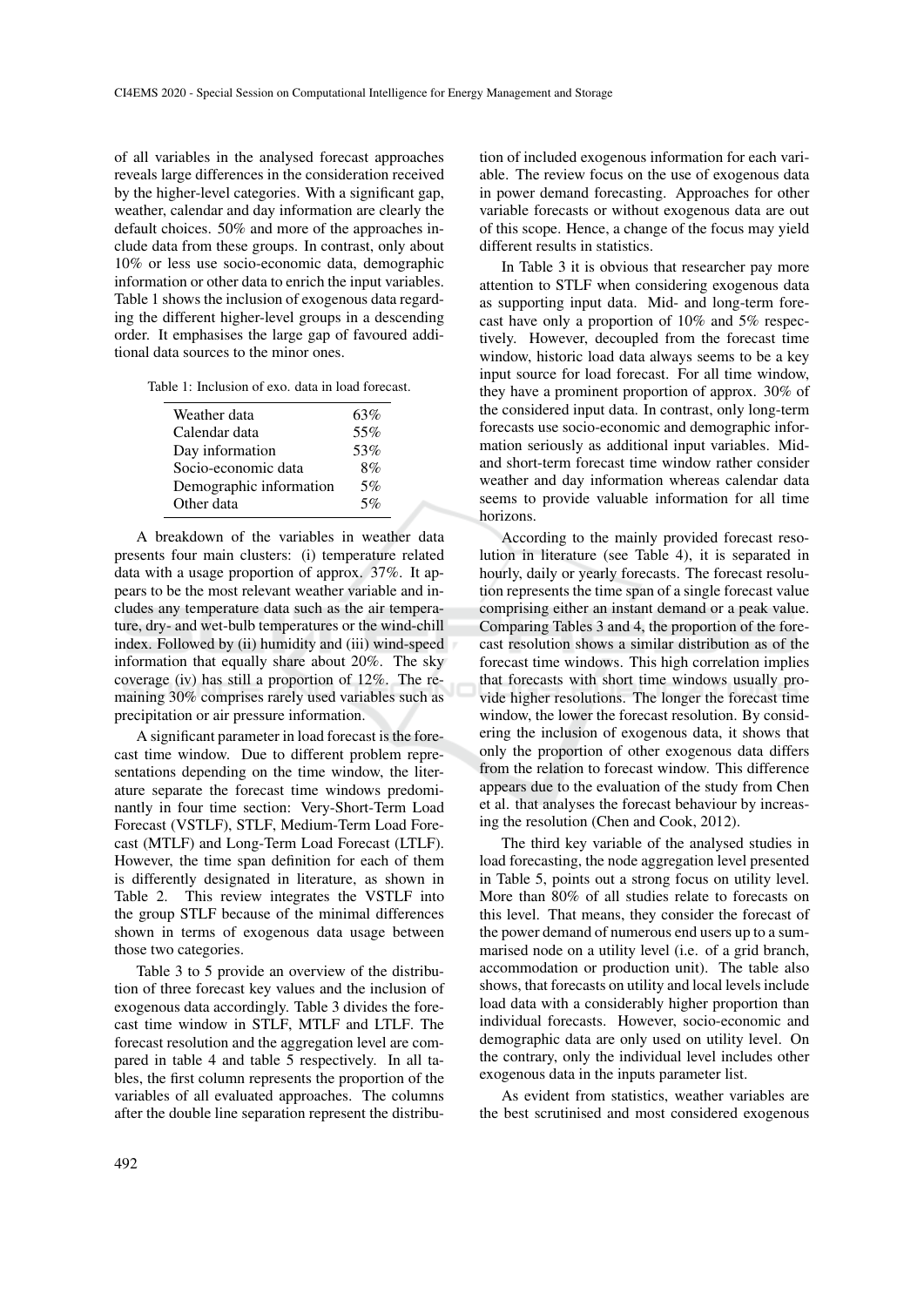of all variables in the analysed forecast approaches reveals large differences in the consideration received by the higher-level categories. With a significant gap, weather, calendar and day information are clearly the default choices. 50% and more of the approaches include data from these groups. In contrast, only about 10% or less use socio-economic data, demographic information or other data to enrich the input variables. Table 1 shows the inclusion of exogenous data regarding the different higher-level groups in a descending order. It emphasises the large gap of favoured additional data sources to the minor ones.

Table 1: Inclusion of exo. data in load forecast.

| | |
|---|---|
| Weather data | 63% |
| Calendar data | 55% |
| Day information | 53% |
| Socio-economic data | 8% |
| Demographic information | 5% |
| Other data | 5% |

A breakdown of the variables in weather data presents four main clusters: (i) temperature related data with a usage proportion of approx. 37%. It appears to be the most relevant weather variable and includes any temperature data such as the air temperature, dry- and wet-bulb temperatures or the wind-chill index. Followed by (ii) humidity and (iii) wind-speed information that equally share about 20%. The sky coverage (iv) has still a proportion of 12%. The remaining 30% comprises rarely used variables such as precipitation or air pressure information.

A significant parameter in load forecast is the forecast time window. Due to different problem representations depending on the time window, the literature separate the forecast time windows predominantly in four time section: Very-Short-Term Load Forecast (VSTLF), STLF, Medium-Term Load Forecast (MTLF) and Long-Term Load Forecast (LTLF). However, the time span definition for each of them is differently designated in literature, as shown in Table 2. This review integrates the VSTLF into the group STLF because of the minimal differences shown in terms of exogenous data usage between those two categories.

Table 3 to 5 provide an overview of the distribution of three forecast key values and the inclusion of exogenous data accordingly. Table 3 divides the forecast time window in STLF, MTLF and LTLF. The forecast resolution and the aggregation level are compared in table 4 and table 5 respectively. In all tables, the first column represents the proportion of the variables of all evaluated approaches. The columns after the double line separation represent the distribution of included exogenous information for each variable. The review focus on the use of exogenous data in power demand forecasting. Approaches for other variable forecasts or without exogenous data are out of this scope. Hence, a change of the focus may yield different results in statistics.

In Table 3 it is obvious that researcher pay more attention to STLF when considering exogenous data as supporting input data. Mid- and long-term forecast have only a proportion of 10% and 5% respectively. However, decoupled from the forecast time window, historic load data always seems to be a key input source for load forecast. For all time window, they have a prominent proportion of approx. 30% of the considered input data. In contrast, only long-term forecasts use socio-economic and demographic information seriously as additional input variables. Mid- and short-term forecast time window rather consider weather and day information whereas calendar data seems to provide valuable information for all time horizons.

According to the mainly provided forecast resolution in literature (see Table 4), it is separated in hourly, daily or yearly forecasts. The forecast resolution represents the time span of a single forecast value comprising either an instant demand or a peak value. Comparing Tables 3 and 4, the proportion of the forecast resolution shows a similar distribution as of the forecast time windows. This high correlation implies that forecasts with short time windows usually provide higher resolutions. The longer the forecast time window, the lower the forecast resolution. By considering the inclusion of exogenous data, it shows that only the proportion of other exogenous data differs from the relation to forecast window. This difference appears due to the evaluation of the study from Chen et al. that analyses the forecast behaviour by increasing the resolution (Chen and Cook, 2012).

The third key variable of the analysed studies in load forecasting, the node aggregation level presented in Table 5, points out a strong focus on utility level. More than 80% of all studies relate to forecasts on this level. That means, they consider the forecast of the power demand of numerous end users up to a summarised node on a utility level (i.e. of a grid branch, accommodation or production unit). The table also shows, that forecasts on utility and local levels include load data with a considerably higher proportion than individual forecasts. However, socio-economic and demographic data are only used on utility level. On the contrary, only the individual level includes other exogenous data in the inputs parameter list.

As evident from statistics, weather variables are the best scrutinised and most considered exogenous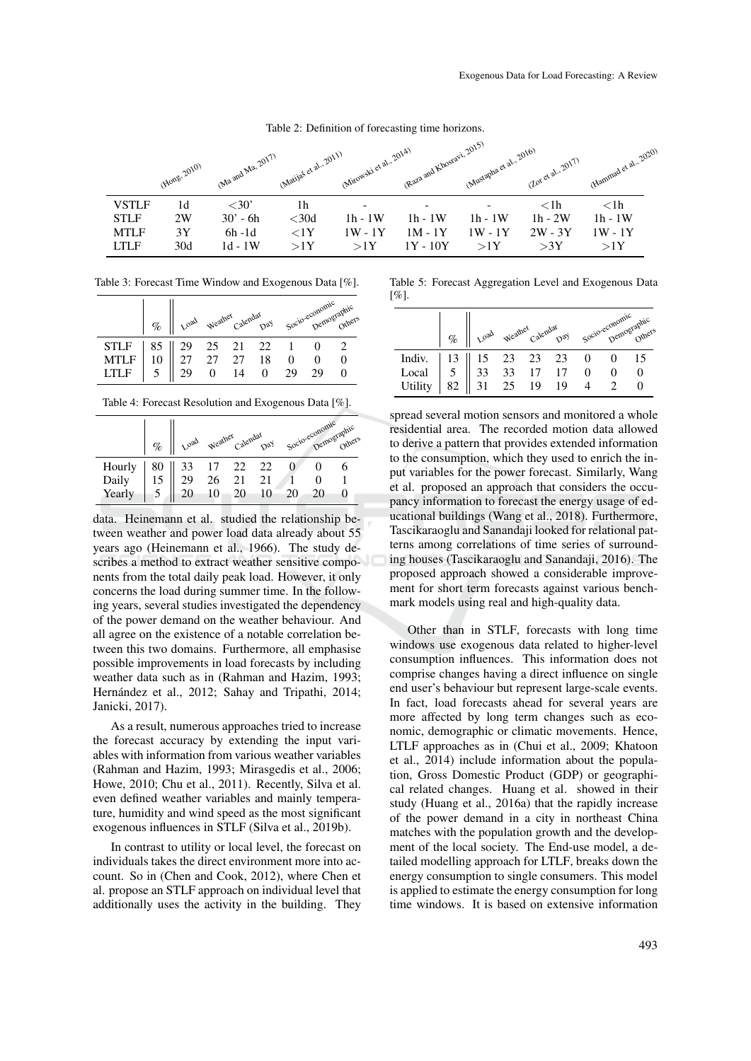Table 2: Definition of forecasting time horizons.

| | (Hong, 2010) | (Ma and Ma, 2017) | (Matijaš et al., 2011) | (Mirowski et al., 2014) | (Raza and Khosravi, 2015) | (Mustapha et al., 2016) | (Zor et al., 2017) | (Hammad et al., 2020) |
|---|---|---|---|---|---|---|---|---|
| VSTLF | 1d | <30' | 1h | - | - | - | <1h | <1h |
| STLF | 2W | 30' - 6h | <30d | 1h - 1W | 1h - 1W | 1h - 1W | 1h - 2W | 1h - 1W |
| MTLF | 3Y | 6h -1d | <1Y | 1W - 1Y | 1M - 1Y | 1W - 1Y | 2W - 3Y | 1W - 1Y |
| LTLF | 30d | 1d - 1W | >1Y | >1Y | 1Y - 10Y | >1Y | >3Y | >1Y |

Table 3: Forecast Time Window and Exogenous Data [%].

| | % | Load | Weather | Calendar | Day | Socio-economic | Demographic | Others |
|---|---|---|---|---|---|---|---|---|
| STLF | 85 | 29 | 25 | 21 | 22 | 1 | 0 | 2 |
| MTLF | 10 | 27 | 27 | 27 | 18 | 0 | 0 | 0 |
| LTLF | 5 | 29 | 0 | 14 | 0 | 29 | 29 | 0 |

Table 4: Forecast Resolution and Exogenous Data [%].

| | % | Load | Weather | Calendar | Day | Socio-economic | Demographic | Others |
|---|---|---|---|---|---|---|---|---|
| Hourly | 80 | 33 | 17 | 22 | 22 | 0 | 0 | 6 |
| Daily | 15 | 29 | 26 | 21 | 21 | 1 | 0 | 1 |
| Yearly | 5 | 20 | 10 | 20 | 10 | 20 | 20 | 0 |

data. Heinemann et al. studied the relationship between weather and power load data already about 55 years ago (Heinemann et al., 1966). The study describes a method to extract weather sensitive components from the total daily peak load. However, it only concerns the load during summer time. In the following years, several studies investigated the dependency of the power demand on the weather behaviour. And all agree on the existence of a notable correlation between this two domains. Furthermore, all emphasise possible improvements in load forecasts by including weather data such as in (Rahman and Hazim, 1993; Hernández et al., 2012; Sahay and Tripathi, 2014; Janicki, 2017).

As a result, numerous approaches tried to increase the forecast accuracy by extending the input variables with information from various weather variables (Rahman and Hazim, 1993; Mirasgedis et al., 2006; Howe, 2010; Chu et al., 2011). Recently, Silva et al. even defined weather variables and mainly temperature, humidity and wind speed as the most significant exogenous influences in STLF (Silva et al., 2019b).

In contrast to utility or local level, the forecast on individuals takes the direct environment more into account. So in (Chen and Cook, 2012), where Chen et al. propose an STLF approach on individual level that additionally uses the activity in the building. They

Table 5: Forecast Aggregation Level and Exogenous Data [%].

| | % | Load | Weather | Calendar | Day | Socio-economic | Demographic | Others |
|---|---|---|---|---|---|---|---|---|
| Indiv. | 13 | 15 | 23 | 23 | 23 | 0 | 0 | 15 |
| Local | 5 | 33 | 33 | 17 | 17 | 0 | 0 | 0 |
| Utility | 82 | 31 | 25 | 19 | 19 | 4 | 2 | 0 |

spread several motion sensors and monitored a whole residential area. The recorded motion data allowed to derive a pattern that provides extended information to the consumption, which they used to enrich the input variables for the power forecast. Similarly, Wang et al. proposed an approach that considers the occupancy information to forecast the energy usage of educational buildings (Wang et al., 2018). Furthermore, Tascikaraoglu and Sanandaji looked for relational patterns among correlations of time series of surrounding houses (Tascikaraoglu and Sanandaji, 2016). The proposed approach showed a considerable improvement for short term forecasts against various benchmark models using real and high-quality data.

Other than in STLF, forecasts with long time windows use exogenous data related to higher-level consumption influences. This information does not comprise changes having a direct influence on single end user's behaviour but represent large-scale events. In fact, load forecasts ahead for several years are more affected by long term changes such as economic, demographic or climatic movements. Hence, LTLF approaches as in (Chui et al., 2009; Khatoon et al., 2014) include information about the population, Gross Domestic Product (GDP) or geographical related changes. Huang et al. showed in their study (Huang et al., 2016a) that the rapidly increase of the power demand in a city in northeast China matches with the population growth and the development of the local society. The End-use model, a detailed modelling approach for LTLF, breaks down the energy consumption to single consumers. This model is applied to estimate the energy consumption for long time windows. It is based on extensive information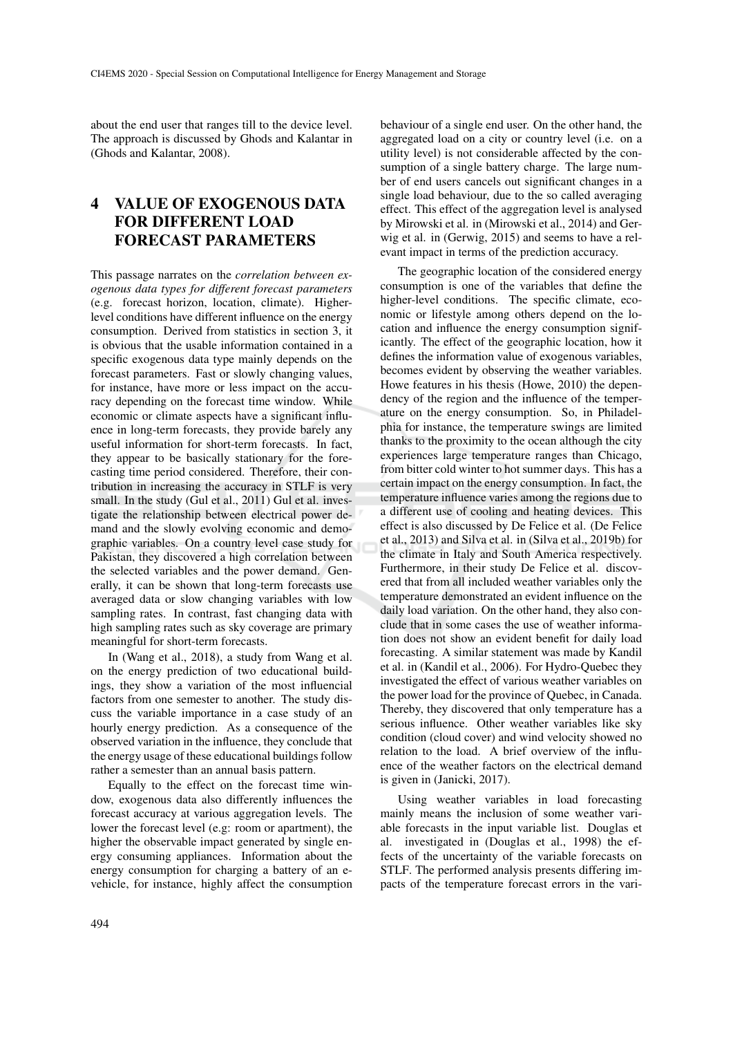about the end user that ranges till to the device level. The approach is discussed by Ghods and Kalantar in (Ghods and Kalantar, 2008).

## 4 VALUE OF EXOGENOUS DATA FOR DIFFERENT LOAD FORECAST PARAMETERS

This passage narrates on the *correlation between exogenous data types for different forecast parameters* (e.g. forecast horizon, location, climate). Higher-level conditions have different influence on the energy consumption. Derived from statistics in section 3, it is obvious that the usable information contained in a specific exogenous data type mainly depends on the forecast parameters. Fast or slowly changing values, for instance, have more or less impact on the accuracy depending on the forecast time window. While economic or climate aspects have a significant influence in long-term forecasts, they provide barely any useful information for short-term forecasts. In fact, they appear to be basically stationary for the forecasting time period considered. Therefore, their contribution in increasing the accuracy in STLF is very small. In the study (Gul et al., 2011) Gul et al. investigate the relationship between electrical power demand and the slowly evolving economic and demographic variables. On a country level case study for Pakistan, they discovered a high correlation between the selected variables and the power demand. Generally, it can be shown that long-term forecasts use averaged data or slow changing variables with low sampling rates. In contrast, fast changing data with high sampling rates such as sky coverage are primary meaningful for short-term forecasts.

In (Wang et al., 2018), a study from Wang et al. on the energy prediction of two educational buildings, they show a variation of the most influencial factors from one semester to another. The study discuss the variable importance in a case study of an hourly energy prediction. As a consequence of the observed variation in the influence, they conclude that the energy usage of these educational buildings follow rather a semester than an annual basis pattern.

Equally to the effect on the forecast time window, exogenous data also differently influences the forecast accuracy at various aggregation levels. The lower the forecast level (e.g: room or apartment), the higher the observable impact generated by single energy consuming appliances. Information about the energy consumption for charging a battery of an e-vehicle, for instance, highly affect the consumption behaviour of a single end user. On the other hand, the aggregated load on a city or country level (i.e. on a utility level) is not considerable affected by the consumption of a single battery charge. The large number of end users cancels out significant changes in a single load behaviour, due to the so called averaging effect. This effect of the aggregation level is analysed by Mirowski et al. in (Mirowski et al., 2014) and Gerwig et al. in (Gerwig, 2015) and seems to have a relevant impact in terms of the prediction accuracy.

The geographic location of the considered energy consumption is one of the variables that define the higher-level conditions. The specific climate, economic or lifestyle among others depend on the location and influence the energy consumption significantly. The effect of the geographic location, how it defines the information value of exogenous variables, becomes evident by observing the weather variables. Howe features in his thesis (Howe, 2010) the dependency of the region and the influence of the temperature on the energy consumption. So, in Philadelphia for instance, the temperature swings are limited thanks to the proximity to the ocean although the city experiences large temperature ranges than Chicago, from bitter cold winter to hot summer days. This has a certain impact on the energy consumption. In fact, the temperature influence varies among the regions due to a different use of cooling and heating devices. This effect is also discussed by De Felice et al. (De Felice et al., 2013) and Silva et al. in (Silva et al., 2019b) for the climate in Italy and South America respectively. Furthermore, in their study De Felice et al. discovered that from all included weather variables only the temperature demonstrated an evident influence on the daily load variation. On the other hand, they also conclude that in some cases the use of weather information does not show an evident benefit for daily load forecasting. A similar statement was made by Kandil et al. in (Kandil et al., 2006). For Hydro-Quebec they investigated the effect of various weather variables on the power load for the province of Quebec, in Canada. Thereby, they discovered that only temperature has a serious influence. Other weather variables like sky condition (cloud cover) and wind velocity showed no relation to the load. A brief overview of the influence of the weather factors on the electrical demand is given in (Janicki, 2017).

Using weather variables in load forecasting mainly means the inclusion of some weather variable forecasts in the input variable list. Douglas et al. investigated in (Douglas et al., 1998) the effects of the uncertainty of the variable forecasts on STLF. The performed analysis presents differing impacts of the temperature forecast errors in the vari-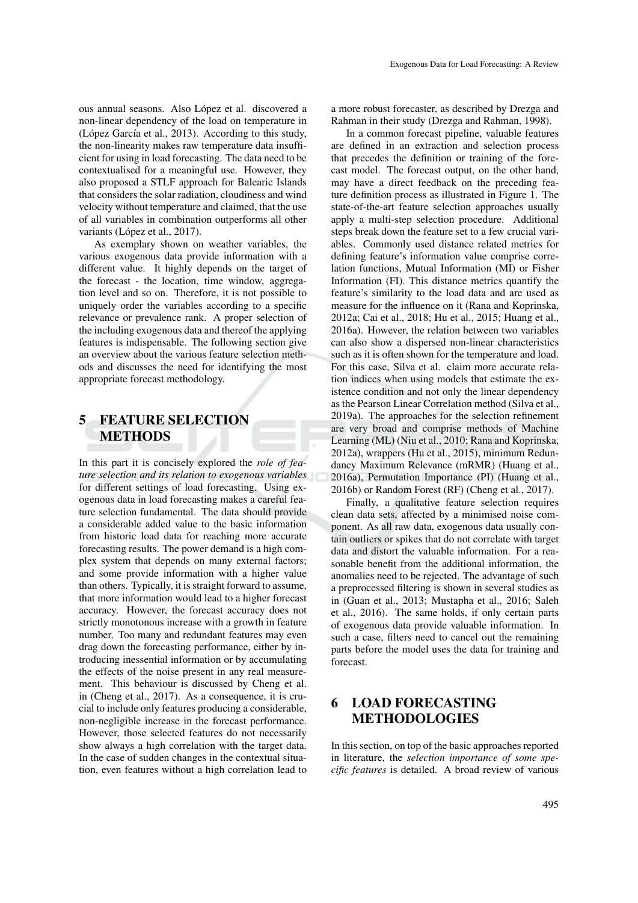ous annual seasons. Also López et al. discovered a non-linear dependency of the load on temperature in (López García et al., 2013). According to this study, the non-linearity makes raw temperature data insufficient for using in load forecasting. The data need to be contextualised for a meaningful use. However, they also proposed a STLF approach for Balearic Islands that considers the solar radiation, cloudiness and wind velocity without temperature and claimed, that the use of all variables in combination outperforms all other variants (López et al., 2017).

As exemplary shown on weather variables, the various exogenous data provide information with a different value. It highly depends on the target of the forecast - the location, time window, aggregation level and so on. Therefore, it is not possible to uniquely order the variables according to a specific relevance or prevalence rank. A proper selection of the including exogenous data and thereof the applying features is indispensable. The following section give an overview about the various feature selection methods and discusses the need for identifying the most appropriate forecast methodology.

## 5 FEATURE SELECTION METHODS

In this part it is concisely explored the *role of feature selection and its relation to exogenous variables* for different settings of load forecasting. Using exogenous data in load forecasting makes a careful feature selection fundamental. The data should provide a considerable added value to the basic information from historic load data for reaching more accurate forecasting results. The power demand is a high complex system that depends on many external factors; and some provide information with a higher value than others. Typically, it is straight forward to assume, that more information would lead to a higher forecast accuracy. However, the forecast accuracy does not strictly monotonous increase with a growth in feature number. Too many and redundant features may even drag down the forecasting performance, either by introducing inessential information or by accumulating the effects of the noise present in any real measurement. This behaviour is discussed by Cheng et al. in (Cheng et al., 2017). As a consequence, it is crucial to include only features producing a considerable, non-negligible increase in the forecast performance. However, those selected features do not necessarily show always a high correlation with the target data. In the case of sudden changes in the contextual situation, even features without a high correlation lead to a more robust forecaster, as described by Drezga and Rahman in their study (Drezga and Rahman, 1998).

In a common forecast pipeline, valuable features are defined in an extraction and selection process that precedes the definition or training of the forecast model. The forecast output, on the other hand, may have a direct feedback on the preceding feature definition process as illustrated in Figure 1. The state-of-the-art feature selection approaches usually apply a multi-step selection procedure. Additional steps break down the feature set to a few crucial variables. Commonly used distance related metrics for defining feature's information value comprise correlation functions, Mutual Information (MI) or Fisher Information (FI). This distance metrics quantify the feature's similarity to the load data and are used as measure for the influence on it (Rana and Koprinska, 2012a; Cai et al., 2018; Hu et al., 2015; Huang et al., 2016a). However, the relation between two variables can also show a dispersed non-linear characteristics such as it is often shown for the temperature and load. For this case, Silva et al. claim more accurate relation indices when using models that estimate the existence condition and not only the linear dependency as the Pearson Linear Correlation method (Silva et al., 2019a). The approaches for the selection refinement are very broad and comprise methods of Machine Learning (ML) (Niu et al., 2010; Rana and Koprinska, 2012a), wrappers (Hu et al., 2015), minimum Redundancy Maximum Relevance (mRMR) (Huang et al., 2016a), Permutation Importance (PI) (Huang et al., 2016b) or Random Forest (RF) (Cheng et al., 2017).

Finally, a qualitative feature selection requires clean data sets, affected by a minimised noise component. As all raw data, exogenous data usually contain outliers or spikes that do not correlate with target data and distort the valuable information. For a reasonable benefit from the additional information, the anomalies need to be rejected. The advantage of such a preprocessed filtering is shown in several studies as in (Guan et al., 2013; Mustapha et al., 2016; Saleh et al., 2016). The same holds, if only certain parts of exogenous data provide valuable information. In such a case, filters need to cancel out the remaining parts before the model uses the data for training and forecast.

## 6 LOAD FORECASTING METHODOLOGIES

In this section, on top of the basic approaches reported in literature, the *selection importance of some specific features* is detailed. A broad review of various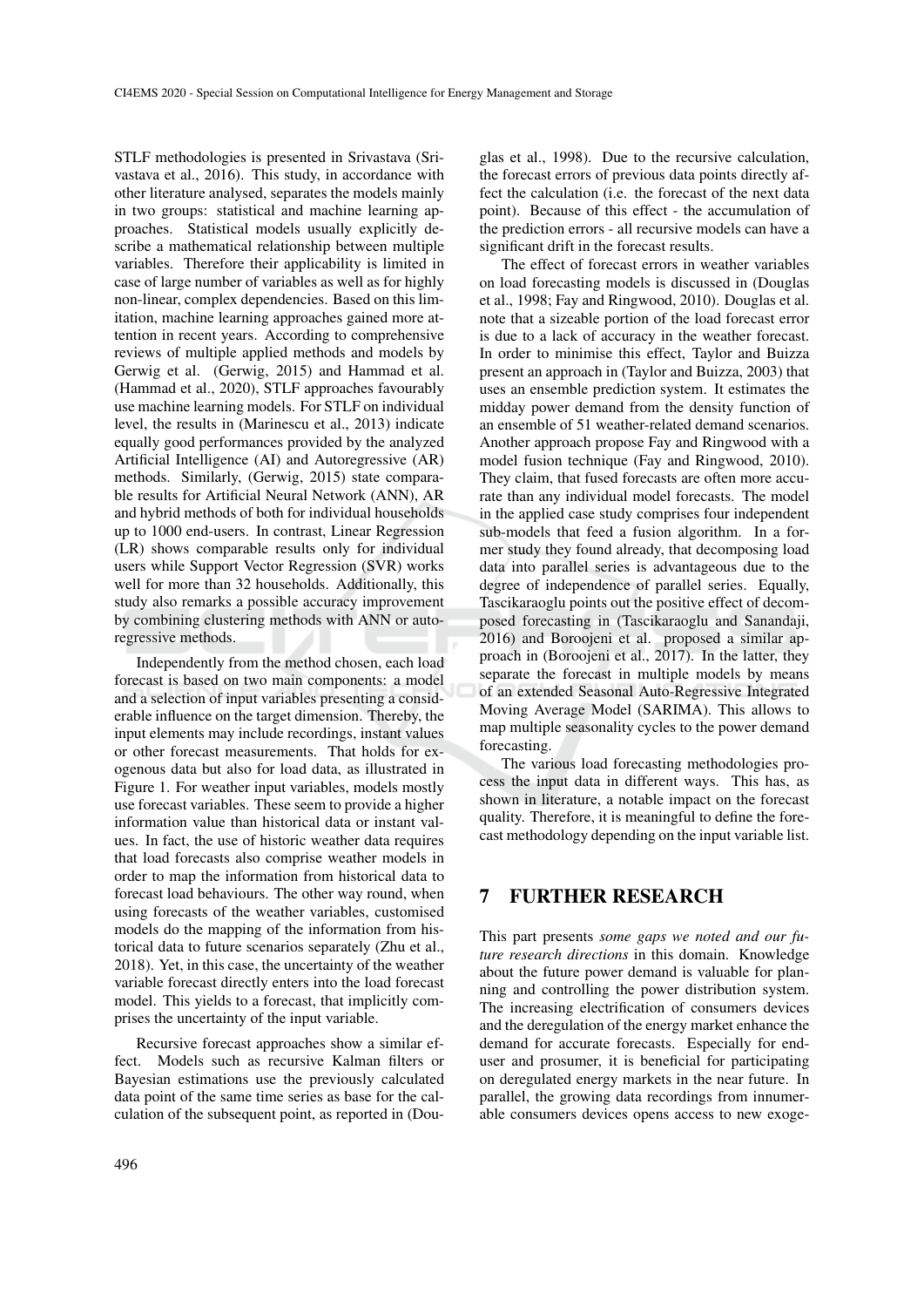STLF methodologies is presented in Srivastava (Srivastava et al., 2016). This study, in accordance with other literature analysed, separates the models mainly in two groups: statistical and machine learning approaches. Statistical models usually explicitly describe a mathematical relationship between multiple variables. Therefore their applicability is limited in case of large number of variables as well as for highly non-linear, complex dependencies. Based on this limitation, machine learning approaches gained more attention in recent years. According to comprehensive reviews of multiple applied methods and models by Gerwig et al. (Gerwig, 2015) and Hammad et al. (Hammad et al., 2020), STLF approaches favourably use machine learning models. For STLF on individual level, the results in (Marinescu et al., 2013) indicate equally good performances provided by the analyzed Artificial Intelligence (AI) and Autoregressive (AR) methods. Similarly, (Gerwig, 2015) state comparable results for Artificial Neural Network (ANN), AR and hybrid methods of both for individual households up to 1000 end-users. In contrast, Linear Regression (LR) shows comparable results only for individual users while Support Vector Regression (SVR) works well for more than 32 households. Additionally, this study also remarks a possible accuracy improvement by combining clustering methods with ANN or autoregressive methods.

Independently from the method chosen, each load forecast is based on two main components: a model and a selection of input variables presenting a considerable influence on the target dimension. Thereby, the input elements may include recordings, instant values or other forecast measurements. That holds for exogenous data but also for load data, as illustrated in Figure 1. For weather input variables, models mostly use forecast variables. These seem to provide a higher information value than historical data or instant values. In fact, the use of historic weather data requires that load forecasts also comprise weather models in order to map the information from historical data to forecast load behaviours. The other way round, when using forecasts of the weather variables, customised models do the mapping of the information from historical data to future scenarios separately (Zhu et al., 2018). Yet, in this case, the uncertainty of the weather variable forecast directly enters into the load forecast model. This yields to a forecast, that implicitly comprises the uncertainty of the input variable.

Recursive forecast approaches show a similar effect. Models such as recursive Kalman filters or Bayesian estimations use the previously calculated data point of the same time series as base for the calculation of the subsequent point, as reported in (Douglas et al., 1998). Due to the recursive calculation, the forecast errors of previous data points directly affect the calculation (i.e. the forecast of the next data point). Because of this effect - the accumulation of the prediction errors - all recursive models can have a significant drift in the forecast results.

The effect of forecast errors in weather variables on load forecasting models is discussed in (Douglas et al., 1998; Fay and Ringwood, 2010). Douglas et al. note that a sizeable portion of the load forecast error is due to a lack of accuracy in the weather forecast. In order to minimise this effect, Taylor and Buizza present an approach in (Taylor and Buizza, 2003) that uses an ensemble prediction system. It estimates the midday power demand from the density function of an ensemble of 51 weather-related demand scenarios. Another approach propose Fay and Ringwood with a model fusion technique (Fay and Ringwood, 2010). They claim, that fused forecasts are often more accurate than any individual model forecasts. The model in the applied case study comprises four independent sub-models that feed a fusion algorithm. In a former study they found already, that decomposing load data into parallel series is advantageous due to the degree of independence of parallel series. Equally, Tascikaraoglu points out the positive effect of decomposed forecasting in (Tascikaraoglu and Sanandaji, 2016) and Boroojeni et al. proposed a similar approach in (Boroojeni et al., 2017). In the latter, they separate the forecast in multiple models by means of an extended Seasonal Auto-Regressive Integrated Moving Average Model (SARIMA). This allows to map multiple seasonality cycles to the power demand forecasting.

The various load forecasting methodologies process the input data in different ways. This has, as shown in literature, a notable impact on the forecast quality. Therefore, it is meaningful to define the forecast methodology depending on the input variable list.

## 7 FURTHER RESEARCH

This part presents *some gaps we noted and our future research directions* in this domain. Knowledge about the future power demand is valuable for planning and controlling the power distribution system. The increasing electrification of consumers devices and the deregulation of the energy market enhance the demand for accurate forecasts. Especially for end-user and prosumer, it is beneficial for participating on deregulated energy markets in the near future. In parallel, the growing data recordings from innumerable consumers devices opens access to new exoge-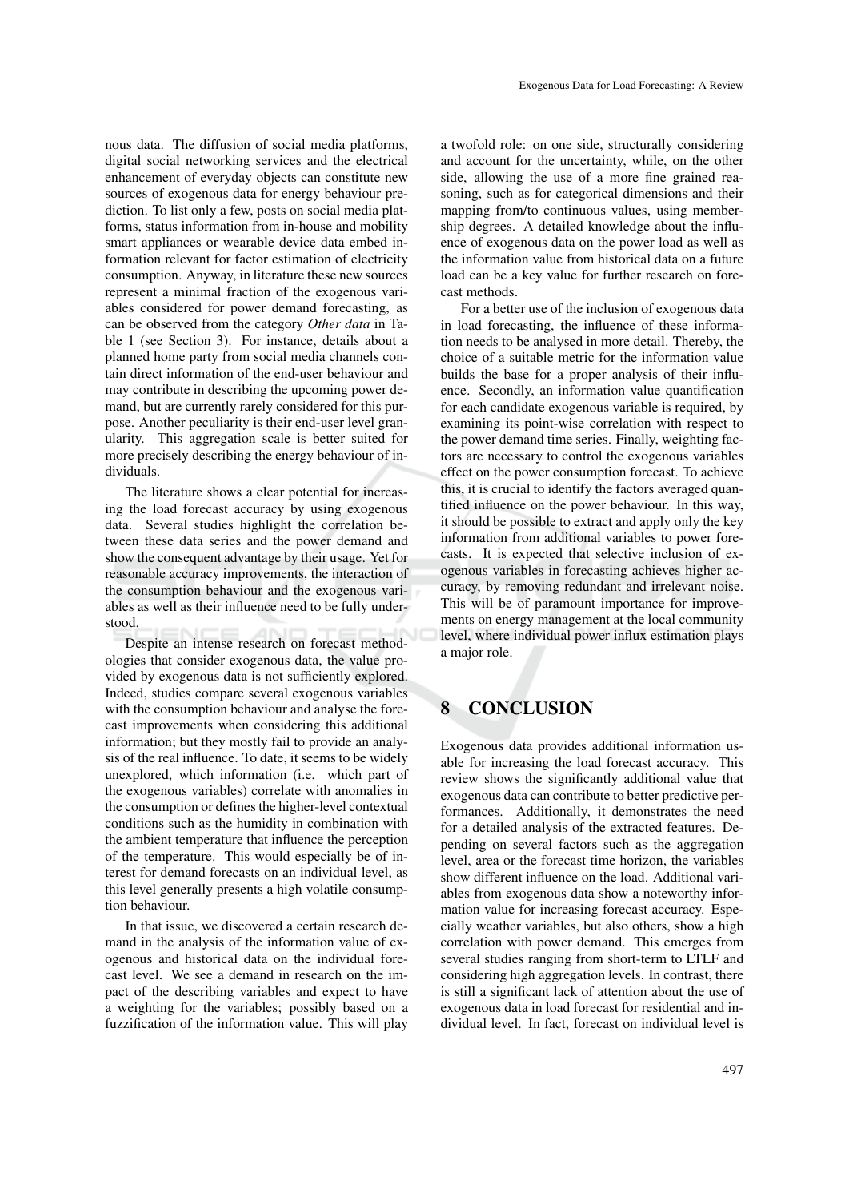nous data. The diffusion of social media platforms, digital social networking services and the electrical enhancement of everyday objects can constitute new sources of exogenous data for energy behaviour prediction. To list only a few, posts on social media platforms, status information from in-house and mobility smart appliances or wearable device data embed information relevant for factor estimation of electricity consumption. Anyway, in literature these new sources represent a minimal fraction of the exogenous variables considered for power demand forecasting, as can be observed from the category *Other data* in Table 1 (see Section 3). For instance, details about a planned home party from social media channels contain direct information of the end-user behaviour and may contribute in describing the upcoming power demand, but are currently rarely considered for this purpose. Another peculiarity is their end-user level granularity. This aggregation scale is better suited for more precisely describing the energy behaviour of individuals.

The literature shows a clear potential for increasing the load forecast accuracy by using exogenous data. Several studies highlight the correlation between these data series and the power demand and show the consequent advantage by their usage. Yet for reasonable accuracy improvements, the interaction of the consumption behaviour and the exogenous variables as well as their influence need to be fully understood.

Despite an intense research on forecast methodologies that consider exogenous data, the value provided by exogenous data is not sufficiently explored. Indeed, studies compare several exogenous variables with the consumption behaviour and analyse the forecast improvements when considering this additional information; but they mostly fail to provide an analysis of the real influence. To date, it seems to be widely unexplored, which information (i.e. which part of the exogenous variables) correlate with anomalies in the consumption or defines the higher-level contextual conditions such as the humidity in combination with the ambient temperature that influence the perception of the temperature. This would especially be of interest for demand forecasts on an individual level, as this level generally presents a high volatile consumption behaviour.

In that issue, we discovered a certain research demand in the analysis of the information value of exogenous and historical data on the individual forecast level. We see a demand in research on the impact of the describing variables and expect to have a weighting for the variables; possibly based on a fuzzification of the information value. This will play a twofold role: on one side, structurally considering and account for the uncertainty, while, on the other side, allowing the use of a more fine grained reasoning, such as for categorical dimensions and their mapping from/to continuous values, using membership degrees. A detailed knowledge about the influence of exogenous data on the power load as well as the information value from historical data on a future load can be a key value for further research on forecast methods.

For a better use of the inclusion of exogenous data in load forecasting, the influence of these information needs to be analysed in more detail. Thereby, the choice of a suitable metric for the information value builds the base for a proper analysis of their influence. Secondly, an information value quantification for each candidate exogenous variable is required, by examining its point-wise correlation with respect to the power demand time series. Finally, weighting factors are necessary to control the exogenous variables effect on the power consumption forecast. To achieve this, it is crucial to identify the factors averaged quantified influence on the power behaviour. In this way, it should be possible to extract and apply only the key information from additional variables to power forecasts. It is expected that selective inclusion of exogenous variables in forecasting achieves higher accuracy, by removing redundant and irrelevant noise. This will be of paramount importance for improvements on energy management at the local community level, where individual power influx estimation plays a major role.

## 8 CONCLUSION

Exogenous data provides additional information usable for increasing the load forecast accuracy. This review shows the significantly additional value that exogenous data can contribute to better predictive performances. Additionally, it demonstrates the need for a detailed analysis of the extracted features. Depending on several factors such as the aggregation level, area or the forecast time horizon, the variables show different influence on the load. Additional variables from exogenous data show a noteworthy information value for increasing forecast accuracy. Especially weather variables, but also others, show a high correlation with power demand. This emerges from several studies ranging from short-term to LTLF and considering high aggregation levels. In contrast, there is still a significant lack of attention about the use of exogenous data in load forecast for residential and individual level. In fact, forecast on individual level is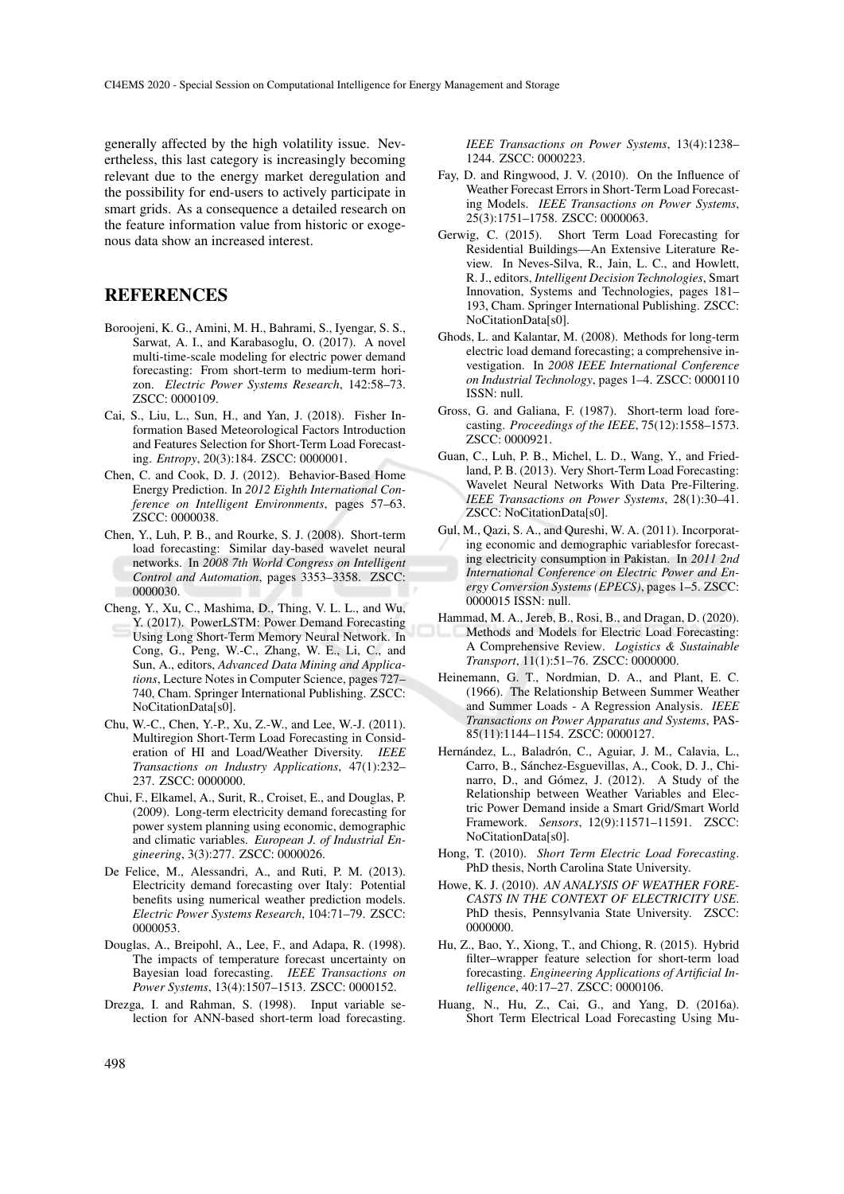generally affected by the high volatility issue. Nevertheless, this last category is increasingly becoming relevant due to the energy market deregulation and the possibility for end-users to actively participate in smart grids. As a consequence a detailed research on the feature information value from historic or exogenous data show an increased interest.

## REFERENCES

Boroojeni, K. G., Amini, M. H., Bahrami, S., Iyengar, S. S., Sarwat, A. I., and Karabasoglu, O. (2017). A novel multi-time-scale modeling for electric power demand forecasting: From short-term to medium-term horizon. *Electric Power Systems Research*, 142:58–73. ZSCC: 0000109.

Cai, S., Liu, L., Sun, H., and Yan, J. (2018). Fisher Information Based Meteorological Factors Introduction and Features Selection for Short-Term Load Forecasting. *Entropy*, 20(3):184. ZSCC: 0000001.

Chen, C. and Cook, D. J. (2012). Behavior-Based Home Energy Prediction. In *2012 Eighth International Conference on Intelligent Environments*, pages 57–63. ZSCC: 0000038.

Chen, Y., Luh, P. B., and Rourke, S. J. (2008). Short-term load forecasting: Similar day-based wavelet neural networks. In *2008 7th World Congress on Intelligent Control and Automation*, pages 3353–3358. ZSCC: 0000030.

Cheng, Y., Xu, C., Mashima, D., Thing, V. L. L., and Wu, Y. (2017). PowerLSTM: Power Demand Forecasting Using Long Short-Term Memory Neural Network. In Cong, G., Peng, W.-C., Zhang, W. E., Li, C., and Sun, A., editors, *Advanced Data Mining and Applications*, Lecture Notes in Computer Science, pages 727–740, Cham. Springer International Publishing. ZSCC: NoCitationData[s0].

Chu, W.-C., Chen, Y.-P., Xu, Z.-W., and Lee, W.-J. (2011). Multiregion Short-Term Load Forecasting in Consideration of HI and Load/Weather Diversity. *IEEE Transactions on Industry Applications*, 47(1):232–237. ZSCC: 0000000.

Chui, F., Elkamel, A., Surit, R., Croiset, E., and Douglas, P. (2009). Long-term electricity demand forecasting for power system planning using economic, demographic and climatic variables. *European J. of Industrial Engineering*, 3(3):277. ZSCC: 0000026.

De Felice, M., Alessandri, A., and Ruti, P. M. (2013). Electricity demand forecasting over Italy: Potential benefits using numerical weather prediction models. *Electric Power Systems Research*, 104:71–79. ZSCC: 0000053.

Douglas, A., Breipohl, A., Lee, F., and Adapa, R. (1998). The impacts of temperature forecast uncertainty on Bayesian load forecasting. *IEEE Transactions on Power Systems*, 13(4):1507–1513. ZSCC: 0000152.

Drezga, I. and Rahman, S. (1998). Input variable selection for ANN-based short-term load forecasting. *IEEE Transactions on Power Systems*, 13(4):1238–1244. ZSCC: 0000223.

Fay, D. and Ringwood, J. V. (2010). On the Influence of Weather Forecast Errors in Short-Term Load Forecasting Models. *IEEE Transactions on Power Systems*, 25(3):1751–1758. ZSCC: 0000063.

Gerwig, C. (2015). Short Term Load Forecasting for Residential Buildings—An Extensive Literature Review. In Neves-Silva, R., Jain, L. C., and Howlett, R. J., editors, *Intelligent Decision Technologies*, Smart Innovation, Systems and Technologies, pages 181–193, Cham. Springer International Publishing. ZSCC: NoCitationData[s0].

Ghods, L. and Kalantar, M. (2008). Methods for long-term electric load demand forecasting; a comprehensive investigation. In *2008 IEEE International Conference on Industrial Technology*, pages 1–4. ZSCC: 0000110 ISSN: null.

Gross, G. and Galiana, F. (1987). Short-term load forecasting. *Proceedings of the IEEE*, 75(12):1558–1573. ZSCC: 0000921.

Guan, C., Luh, P. B., Michel, L. D., Wang, Y., and Friedland, P. B. (2013). Very Short-Term Load Forecasting: Wavelet Neural Networks With Data Pre-Filtering. *IEEE Transactions on Power Systems*, 28(1):30–41. ZSCC: NoCitationData[s0].

Gul, M., Qazi, S. A., and Qureshi, W. A. (2011). Incorporating economic and demographic variablesfor forecasting electricity consumption in Pakistan. In *2011 2nd International Conference on Electric Power and Energy Conversion Systems (EPECS)*, pages 1–5. ZSCC: 0000015 ISSN: null.

Hammad, M. A., Jereb, B., Rosi, B., and Dragan, D. (2020). Methods and Models for Electric Load Forecasting: A Comprehensive Review. *Logistics & Sustainable Transport*, 11(1):51–76. ZSCC: 0000000.

Heinemann, G. T., Nordmian, D. A., and Plant, E. C. (1966). The Relationship Between Summer Weather and Summer Loads - A Regression Analysis. *IEEE Transactions on Power Apparatus and Systems*, PAS-85(11):1144–1154. ZSCC: 0000127.

Hernández, L., Baladrón, C., Aguiar, J. M., Calavia, L., Carro, B., Sánchez-Esguevillas, A., Cook, D. J., Chinarro, D., and Gómez, J. (2012). A Study of the Relationship between Weather Variables and Electric Power Demand inside a Smart Grid/Smart World Framework. *Sensors*, 12(9):11571–11591. ZSCC: NoCitationData[s0].

Hong, T. (2010). *Short Term Electric Load Forecasting*. PhD thesis, North Carolina State University.

Howe, K. J. (2010). *AN ANALYSIS OF WEATHER FORECASTS IN THE CONTEXT OF ELECTRICITY USE*. PhD thesis, Pennsylvania State University. ZSCC: 0000000.

Hu, Z., Bao, Y., Xiong, T., and Chiong, R. (2015). Hybrid filter–wrapper feature selection for short-term load forecasting. *Engineering Applications of Artificial Intelligence*, 40:17–27. ZSCC: 0000106.

Huang, N., Hu, Z., Cai, G., and Yang, D. (2016a). Short Term Electrical Load Forecasting Using Mu-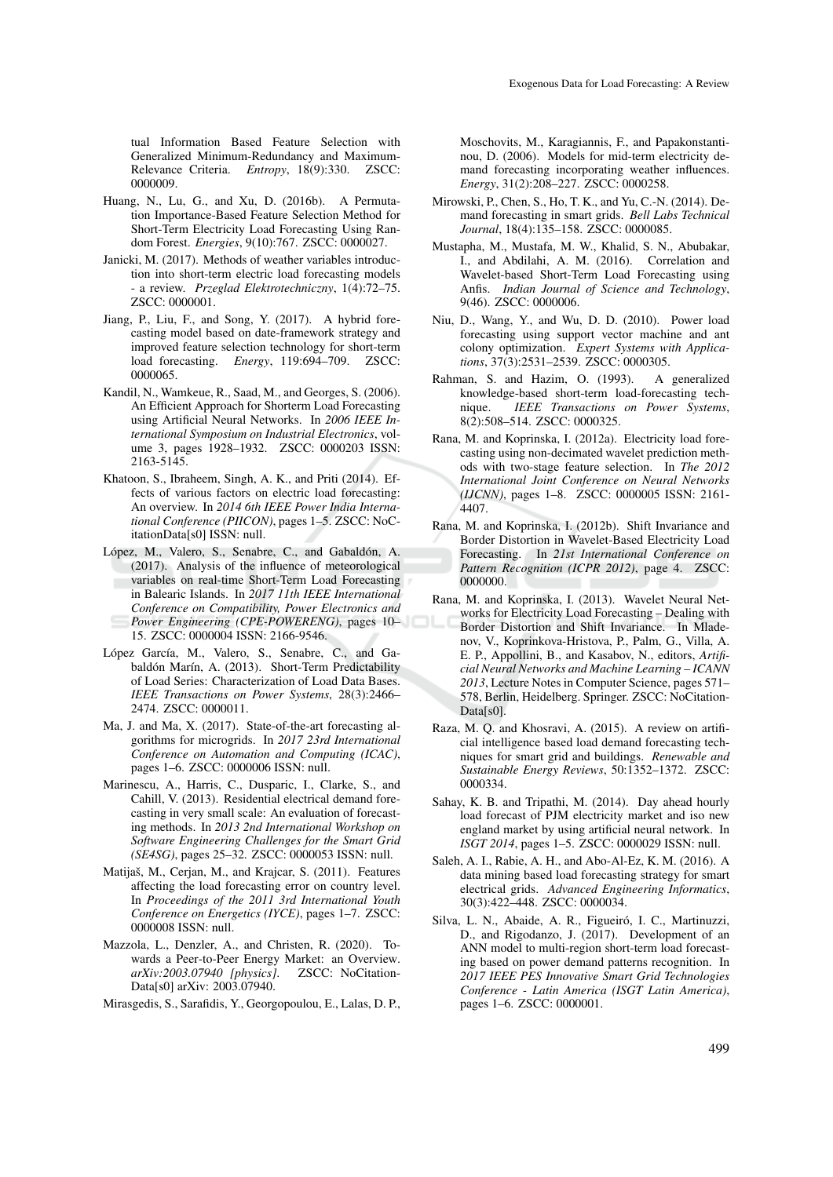tual Information Based Feature Selection with Generalized Minimum-Redundancy and Maximum-Relevance Criteria. *Entropy*, 18(9):330. ZSCC: 0000009.

Huang, N., Lu, G., and Xu, D. (2016b). A Permutation Importance-Based Feature Selection Method for Short-Term Electricity Load Forecasting Using Random Forest. *Energies*, 9(10):767. ZSCC: 0000027.

Janicki, M. (2017). Methods of weather variables introduction into short-term electric load forecasting models - a review. *Przeglad Elektrotechniczny*, 1(4):72–75. ZSCC: 0000001.

Jiang, P., Liu, F., and Song, Y. (2017). A hybrid forecasting model based on date-framework strategy and improved feature selection technology for short-term load forecasting. *Energy*, 119:694–709. ZSCC: 0000065.

Kandil, N., Wamkeue, R., Saad, M., and Georges, S. (2006). An Efficient Approach for Shorterm Load Forecasting using Artificial Neural Networks. In *2006 IEEE International Symposium on Industrial Electronics*, volume 3, pages 1928–1932. ZSCC: 0000203 ISSN: 2163-5145.

Khatoon, S., Ibraheem, Singh, A. K., and Priti (2014). Effects of various factors on electric load forecasting: An overview. In *2014 6th IEEE Power India International Conference (PIICON)*, pages 1–5. ZSCC: NoCitationData[s0] ISSN: null.

López, M., Valero, S., Senabre, C., and Gabaldón, A. (2017). Analysis of the influence of meteorological variables on real-time Short-Term Load Forecasting in Balearic Islands. In *2017 11th IEEE International Conference on Compatibility, Power Electronics and Power Engineering (CPE-POWERENG)*, pages 10–15. ZSCC: 0000004 ISSN: 2166-9546.

López García, M., Valero, S., Senabre, C., and Gabaldón Marín, A. (2013). Short-Term Predictability of Load Series: Characterization of Load Data Bases. *IEEE Transactions on Power Systems*, 28(3):2466–2474. ZSCC: 0000011.

Ma, J. and Ma, X. (2017). State-of-the-art forecasting algorithms for microgrids. In *2017 23rd International Conference on Automation and Computing (ICAC)*, pages 1–6. ZSCC: 0000006 ISSN: null.

Marinescu, A., Harris, C., Dusparic, I., Clarke, S., and Cahill, V. (2013). Residential electrical demand forecasting in very small scale: An evaluation of forecasting methods. In *2013 2nd International Workshop on Software Engineering Challenges for the Smart Grid (SE4SG)*, pages 25–32. ZSCC: 0000053 ISSN: null.

Matijaš, M., Cerjan, M., and Krajcar, S. (2011). Features affecting the load forecasting error on country level. In *Proceedings of the 2011 3rd International Youth Conference on Energetics (IYCE)*, pages 1–7. ZSCC: 0000008 ISSN: null.

Mazzola, L., Denzler, A., and Christen, R. (2020). Towards a Peer-to-Peer Energy Market: an Overview. *arXiv:2003.07940 [physics]*. ZSCC: NoCitationData[s0] arXiv: 2003.07940.

Mirasgedis, S., Sarafidis, Y., Georgopoulou, E., Lalas, D. P., Moschovits, M., Karagiannis, F., and Papakonstantinou, D. (2006). Models for mid-term electricity demand forecasting incorporating weather influences. *Energy*, 31(2):208–227. ZSCC: 0000258.

Mirowski, P., Chen, S., Ho, T. K., and Yu, C.-N. (2014). Demand forecasting in smart grids. *Bell Labs Technical Journal*, 18(4):135–158. ZSCC: 0000085.

Mustapha, M., Mustafa, M. W., Khalid, S. N., Abubakar, I., and Abdilahi, A. M. (2016). Correlation and Wavelet-based Short-Term Load Forecasting using Anfis. *Indian Journal of Science and Technology*, 9(46). ZSCC: 0000006.

Niu, D., Wang, Y., and Wu, D. D. (2010). Power load forecasting using support vector machine and ant colony optimization. *Expert Systems with Applications*, 37(3):2531–2539. ZSCC: 0000305.

Rahman, S. and Hazim, O. (1993). A generalized knowledge-based short-term load-forecasting technique. *IEEE Transactions on Power Systems*, 8(2):508–514. ZSCC: 0000325.

Rana, M. and Koprinska, I. (2012a). Electricity load forecasting using non-decimated wavelet prediction methods with two-stage feature selection. In *The 2012 International Joint Conference on Neural Networks (IJCNN)*, pages 1–8. ZSCC: 0000005 ISSN: 2161-4407.

Rana, M. and Koprinska, I. (2012b). Shift Invariance and Border Distortion in Wavelet-Based Electricity Load Forecasting. In *21st International Conference on Pattern Recognition (ICPR 2012)*, page 4. ZSCC: 0000000.

Rana, M. and Koprinska, I. (2013). Wavelet Neural Networks for Electricity Load Forecasting – Dealing with Border Distortion and Shift Invariance. In Mladenov, V., Koprinkova-Hristova, P., Palm, G., Villa, A. E. P., Appollini, B., and Kasabov, N., editors, *Artificial Neural Networks and Machine Learning – ICANN 2013*, Lecture Notes in Computer Science, pages 571–578, Berlin, Heidelberg. Springer. ZSCC: NoCitationData[s0].

Raza, M. Q. and Khosravi, A. (2015). A review on artificial intelligence based load demand forecasting techniques for smart grid and buildings. *Renewable and Sustainable Energy Reviews*, 50:1352–1372. ZSCC: 0000334.

Sahay, K. B. and Tripathi, M. (2014). Day ahead hourly load forecast of PJM electricity market and iso new england market by using artificial neural network. In *ISGT 2014*, pages 1–5. ZSCC: 0000029 ISSN: null.

Saleh, A. I., Rabie, A. H., and Abo-Al-Ez, K. M. (2016). A data mining based load forecasting strategy for smart electrical grids. *Advanced Engineering Informatics*, 30(3):422–448. ZSCC: 0000034.

Silva, L. N., Abaide, A. R., Figueiró, I. C., Martinuzzi, D., and Rigodanzo, J. (2017). Development of an ANN model to multi-region short-term load forecasting based on power demand patterns recognition. In *2017 IEEE PES Innovative Smart Grid Technologies Conference - Latin America (ISGT Latin America)*, pages 1–6. ZSCC: 0000001.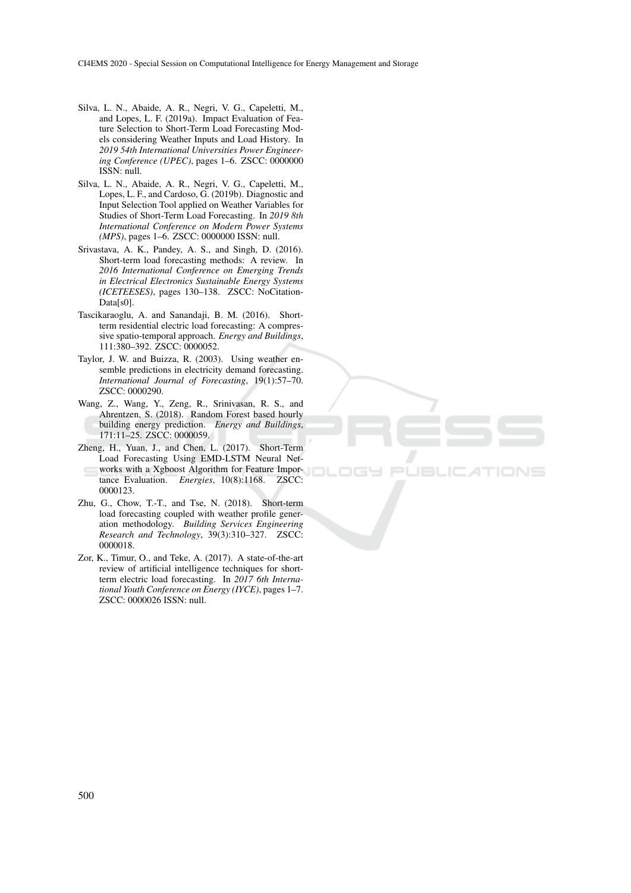Silva, L. N., Abaide, A. R., Negri, V. G., Capeletti, M., and Lopes, L. F. (2019a). Impact Evaluation of Feature Selection to Short-Term Load Forecasting Models considering Weather Inputs and Load History. In *2019 54th International Universities Power Engineering Conference (UPEC)*, pages 1–6. ZSCC: 0000000 ISSN: null.

Silva, L. N., Abaide, A. R., Negri, V. G., Capeletti, M., Lopes, L. F., and Cardoso, G. (2019b). Diagnostic and Input Selection Tool applied on Weather Variables for Studies of Short-Term Load Forecasting. In *2019 8th International Conference on Modern Power Systems (MPS)*, pages 1–6. ZSCC: 0000000 ISSN: null.

Srivastava, A. K., Pandey, A. S., and Singh, D. (2016). Short-term load forecasting methods: A review. In *2016 International Conference on Emerging Trends in Electrical Electronics Sustainable Energy Systems (ICETEESES)*, pages 130–138. ZSCC: NoCitationData[s0].

Tascikaraoglu, A. and Sanandaji, B. M. (2016). Short-term residential electric load forecasting: A compressive spatio-temporal approach. *Energy and Buildings*, 111:380–392. ZSCC: 0000052.

Taylor, J. W. and Buizza, R. (2003). Using weather ensemble predictions in electricity demand forecasting. *International Journal of Forecasting*, 19(1):57–70. ZSCC: 0000290.

Wang, Z., Wang, Y., Zeng, R., Srinivasan, R. S., and Ahrentzen, S. (2018). Random Forest based hourly building energy prediction. *Energy and Buildings*, 171:11–25. ZSCC: 0000059.

Zheng, H., Yuan, J., and Chen, L. (2017). Short-Term Load Forecasting Using EMD-LSTM Neural Networks with a Xgboost Algorithm for Feature Importance Evaluation. *Energies*, 10(8):1168. ZSCC: 0000123.

Zhu, G., Chow, T.-T., and Tse, N. (2018). Short-term load forecasting coupled with weather profile generation methodology. *Building Services Engineering Research and Technology*, 39(3):310–327. ZSCC: 0000018.

Zor, K., Timur, O., and Teke, A. (2017). A state-of-the-art review of artificial intelligence techniques for short-term electric load forecasting. In *2017 6th International Youth Conference on Energy (IYCE)*, pages 1–7. ZSCC: 0000026 ISSN: null.